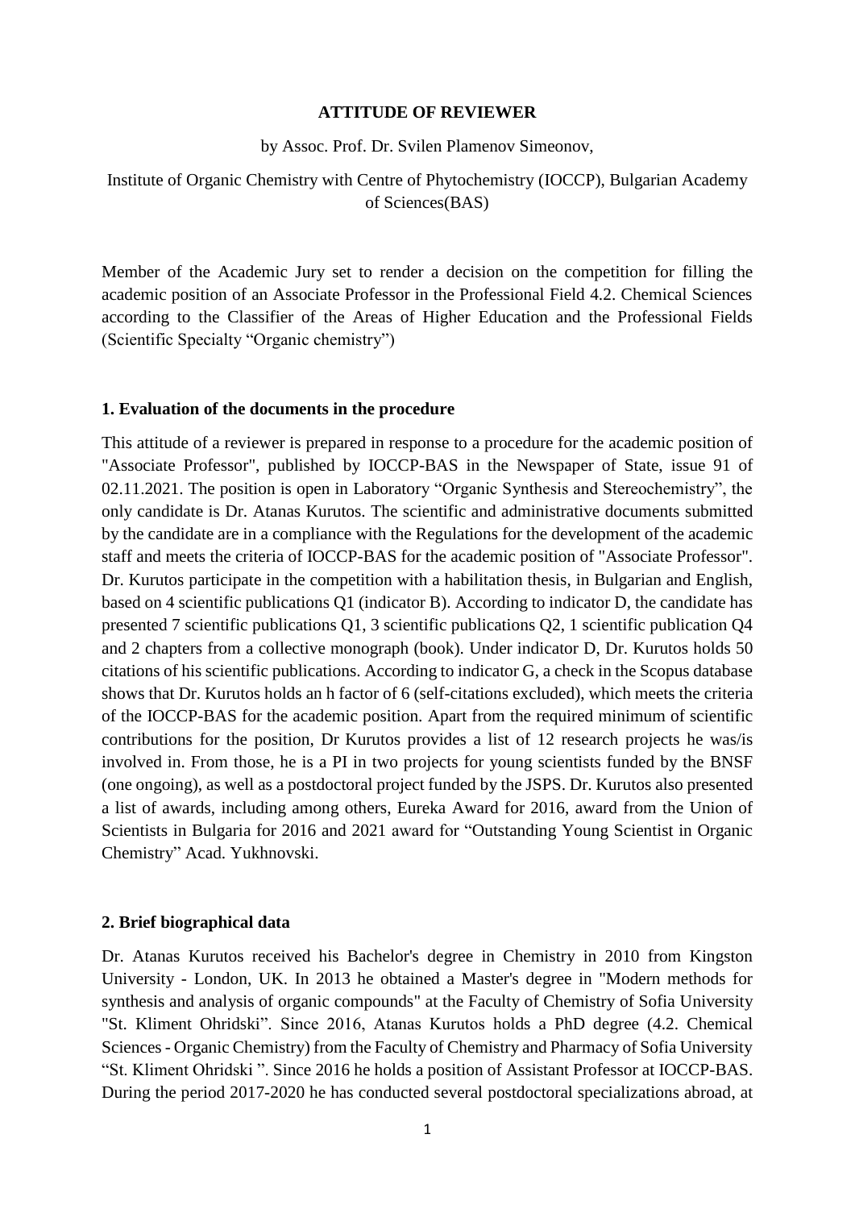**ATTITUDE OF REVIEWER**

by Assoc. Prof. Dr. Svilen Plamenov Simeonov,

Institute of Organic Chemistry with Centre of Phytochemistry (IOCCP), Bulgarian Academy of Sciences(BAS)

Member of the Academic Jury set to render a decision on the competition for filling the academic position of an Associate Professor in the Professional Field 4.2. Chemical Sciences according to the Classifier of the Areas of Higher Education and the Professional Fields (Scientific Specialty "Organic chemistry")

### 1. Evaluation of the documents in the procedure

This attitude of a reviewer is prepared in response to a procedure for the academic position of "Associate Professor", published by IOCCP-BAS in the Newspaper of State, issue 91 of 02.11.2021. The position is open in Laboratory "Organic Synthesis and Stereochemistry", the only candidate is Dr. Atanas Kurutos. The scientific and administrative documents submitted by the candidate are in a compliance with the Regulations for the development of the academic staff and meets the criteria of IOCCP-BAS for the academic position of "Associate Professor". Dr. Kurutos participate in the competition with a habilitation thesis, in Bulgarian and English, based on 4 scientific publications Q1 (indicator B). According to indicator D, the candidate has presented 7 scientific publications Q1, 3 scientific publications Q2, 1 scientific publication Q4 and 2 chapters from a collective monograph (book). Under indicator D, Dr. Kurutos holds 50 citations of his scientific publications. According to indicator G, a check in the Scopus database shows that Dr. Kurutos holds an h factor of 6 (self-citations excluded), which meets the criteria of the IOCCP-BAS for the academic position. Apart from the required minimum of scientific contributions for the position, Dr Kurutos provides a list of 12 research projects he was/is involved in. From those, he is a PI in two projects for young scientists funded by the BNSF (one ongoing), as well as a postdoctoral project funded by the JSPS. Dr. Kurutos also presented a list of awards, including among others, Eureka Award for 2016, award from the Union of Scientists in Bulgaria for 2016 and 2021 award for "Outstanding Young Scientist in Organic Chemistry" Acad. Yukhnovski.

### 2. Brief biographical data

Dr. Atanas Kurutos received his Bachelor's degree in Chemistry in 2010 from Kingston University - London, UK. In 2013 he obtained a Master's degree in "Modern methods for synthesis and analysis of organic compounds" at the Faculty of Chemistry of Sofia University "St. Kliment Ohridski". Since 2016, Atanas Kurutos holds a PhD degree (4.2. Chemical Sciences - Organic Chemistry) from the Faculty of Chemistry and Pharmacy of Sofia University "St. Kliment Ohridski ". Since 2016 he holds a position of Assistant Professor at IOCCP-BAS. During the period 2017-2020 he has conducted several postdoctoral specializations abroad, at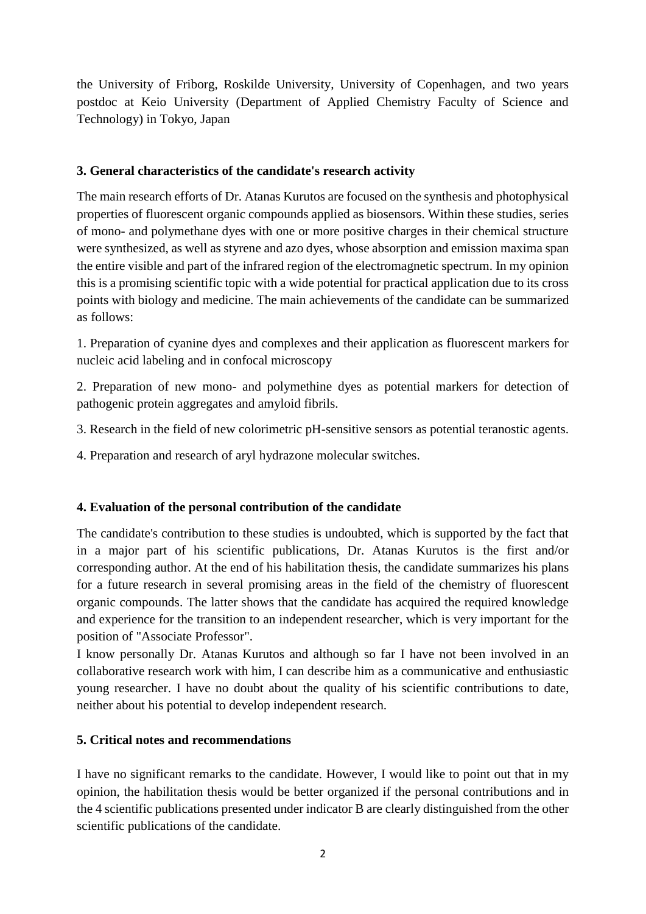the University of Friborg, Roskilde University, University of Copenhagen, and two years postdoc at Keio University (Department of Applied Chemistry Faculty of Science and Technology) in Tokyo, Japan

## 3. General characteristics of the candidate's research activity

The main research efforts of Dr. Atanas Kurutos are focused on the synthesis and photophysical properties of fluorescent organic compounds applied as biosensors. Within these studies, series of mono- and polymethane dyes with one or more positive charges in their chemical structure were synthesized, as well as styrene and azo dyes, whose absorption and emission maxima span the entire visible and part of the infrared region of the electromagnetic spectrum. In my opinion this is a promising scientific topic with a wide potential for practical application due to its cross points with biology and medicine. The main achievements of the candidate can be summarized as follows:

1. Preparation of cyanine dyes and complexes and their application as fluorescent markers for nucleic acid labeling and in confocal microscopy

2. Preparation of new mono- and polymethine dyes as potential markers for detection of pathogenic protein aggregates and amyloid fibrils.

3. Research in the field of new colorimetric pH-sensitive sensors as potential teranostic agents.

4. Preparation and research of aryl hydrazone molecular switches.

## 4. Evaluation of the personal contribution of the candidate

The candidate's contribution to these studies is undoubted, which is supported by the fact that in a major part of his scientific publications, Dr. Atanas Kurutos is the first and/or corresponding author. At the end of his habilitation thesis, the candidate summarizes his plans for a future research in several promising areas in the field of the chemistry of fluorescent organic compounds. The latter shows that the candidate has acquired the required knowledge and experience for the transition to an independent researcher, which is very important for the position of "Associate Professor".

I know personally Dr. Atanas Kurutos and although so far I have not been involved in an collaborative research work with him, I can describe him as a communicative and enthusiastic young researcher. I have no doubt about the quality of his scientific contributions to date, neither about his potential to develop independent research.

## 5. Critical notes and recommendations

I have no significant remarks to the candidate. However, I would like to point out that in my opinion, the habilitation thesis would be better organized if the personal contributions and in the 4 scientific publications presented under indicator B are clearly distinguished from the other scientific publications of the candidate.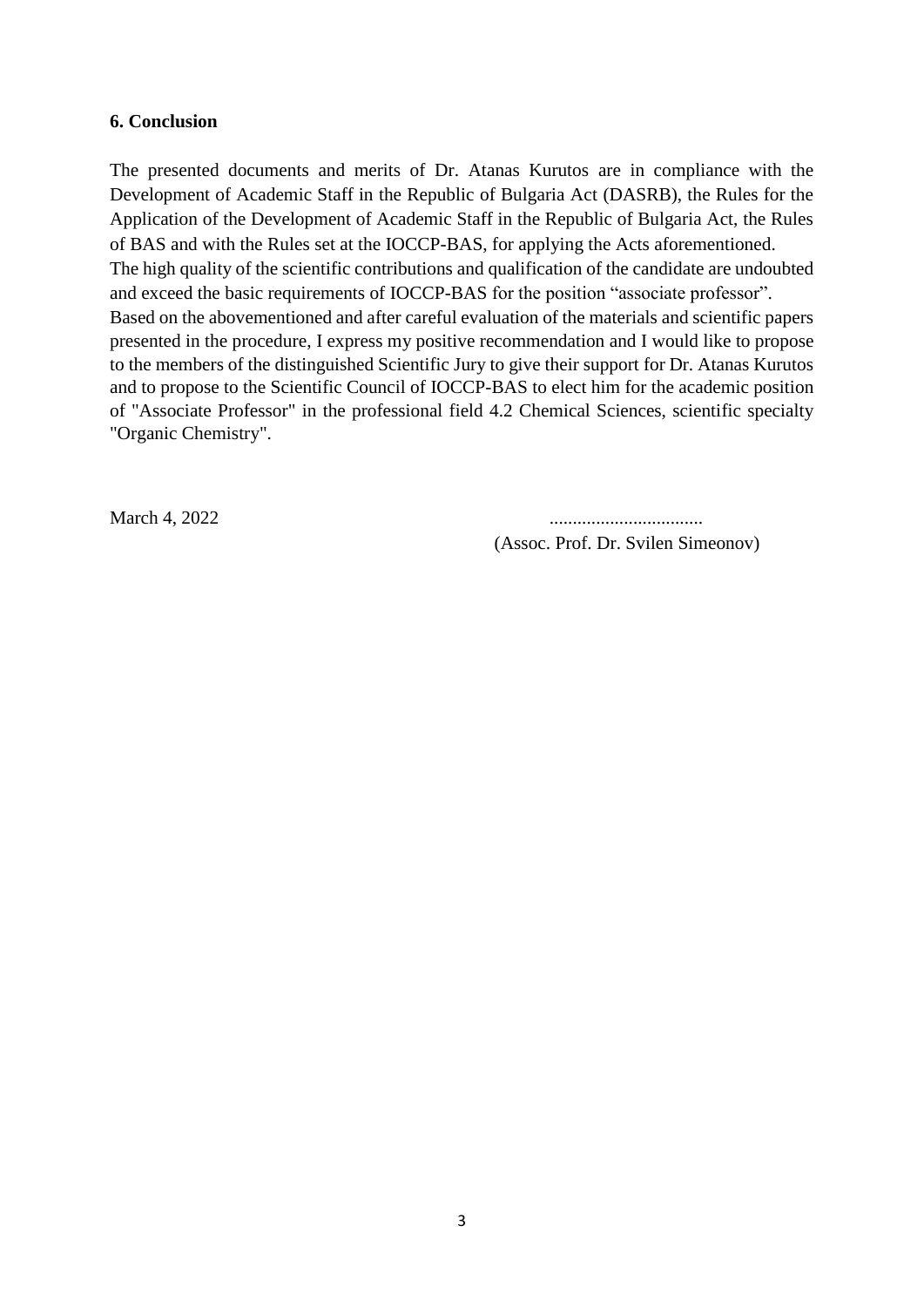**6. Conclusion**

The presented documents and merits of Dr. Atanas Kurutos are in compliance with the Development of Academic Staff in the Republic of Bulgaria Act (DASRB), the Rules for the Application of the Development of Academic Staff in the Republic of Bulgaria Act, the Rules of BAS and with the Rules set at the IOCCP-BAS, for applying the Acts aforementioned.
The high quality of the scientific contributions and qualification of the candidate are undoubted and exceed the basic requirements of IOCCP-BAS for the position “associate professor”.
Based on the abovementioned and after careful evaluation of the materials and scientific papers presented in the procedure, I express my positive recommendation and I would like to propose to the members of the distinguished Scientific Jury to give their support for Dr. Atanas Kurutos and to propose to the Scientific Council of IOCCP-BAS to elect him for the academic position of "Associate Professor" in the professional field 4.2 Chemical Sciences, scientific specialty "Organic Chemistry".

March 4, 2022

.................................
(Assoc. Prof. Dr. Svilen Simeonov)